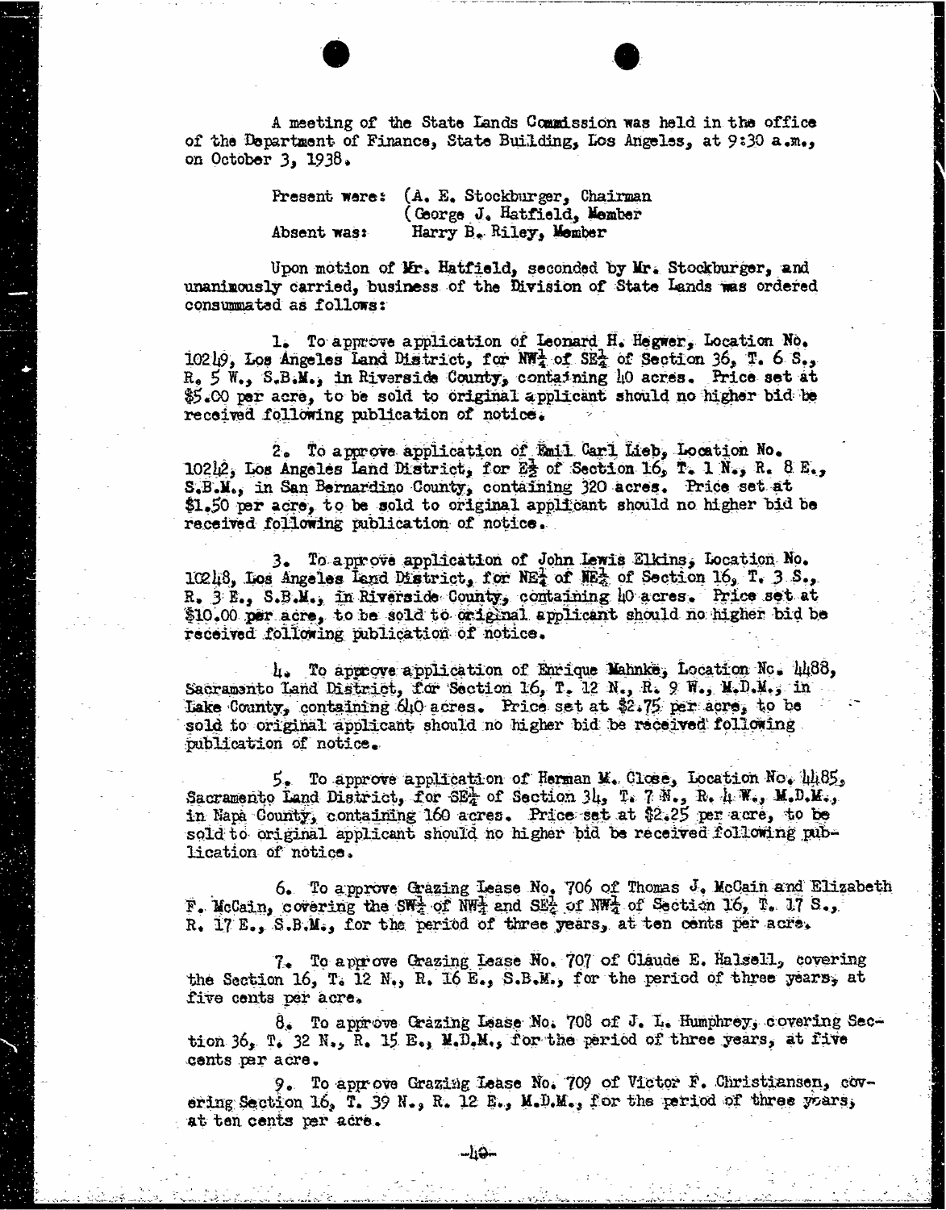A meeting of the State Lands Commission was held in the office of the Department of Finance, State Building, Los Angeles, at 9:30 a.m., on October 3, 1938.

Present were: (A. E. Stockburger, Chairman
(George J. Hatfield, Member
Absent was: Harry B. Riley, Member

Upon motion of Mr. Hatfield, seconded by Mr. Stockburger, and unanimously carried, business of the Division of State Lands was ordered consummated as follows:

1. To approve application of Leonard H. Hegwer, Location No. 10249, Los Angeles Land District, for NW¼ of SE¼ of Section 36, T. 6 S., R. 5 W., S.B.M., in Riverside County, containing 40 acres. Price set at $5.00 per acre, to be sold to original applicant should no higher bid be received following publication of notice.

2. To approve application of Emil Carl Lieb, Location No. 10242, Los Angeles Land District, for E½ of Section 16, T. 1 N., R. 8 E., S.B.M., in San Bernardino County, containing 320 acres. Price set at $1.50 per acre, to be sold to original applicant should no higher bid be received following publication of notice.

3. To approve application of John Lewis Elkins, Location No. 10248, Los Angeles Land District, for NE¼ of NE¼ of Section 16, T. 3 S., R. 3 E., S.B.M., in Riverside County, containing 40 acres. Price set at $10.00 per acre, to be sold to original applicant should no higher bid be received following publication of notice.

4. To approve application of Enrique Mahnke, Location No. 4488, Sacramento Land District, for Section 16, T. 12 N., R. 9 W., M.D.M., in Lake County, containing 640 acres. Price set at $2.75 per acre, to be sold to original applicant should no higher bid be received following publication of notice.

5. To approve application of Herman M. Close, Location No. 4485, Sacramento Land District, for SE¼ of Section 34, T. 7 N., R. 4 W., M.D.M., in Napa County, containing 160 acres. Price set at $2.25 per acre, to be sold to original applicant should no higher bid be received following publication of notice.

6. To approve Grazing Lease No. 706 of Thomas J. McCain and Elizabeth F. McCain, covering the SW¼ of NW¼ and SE¼ of NW¼ of Section 16, T. 17 S., R. 17 E., S.B.M., for the period of three years, at ten cents per acre.

7. To approve Grazing Lease No. 707 of Claude E. Halsell, covering the Section 16, T. 12 N., R. 16 E., S.B.M., for the period of three years, at five cents per acre.

8. To approve Grazing Lease No. 708 of J. L. Humphrey, covering Section 36, T. 32 N., R. 15 E., M.D.M., for the period of three years, at five cents per acre.

9. To approve Grazing Lease No. 709 of Victor F. Christiansen, covering Section 16, T. 39 N., R. 12 E., M.D.M., for the period of three years, at ten cents per acre.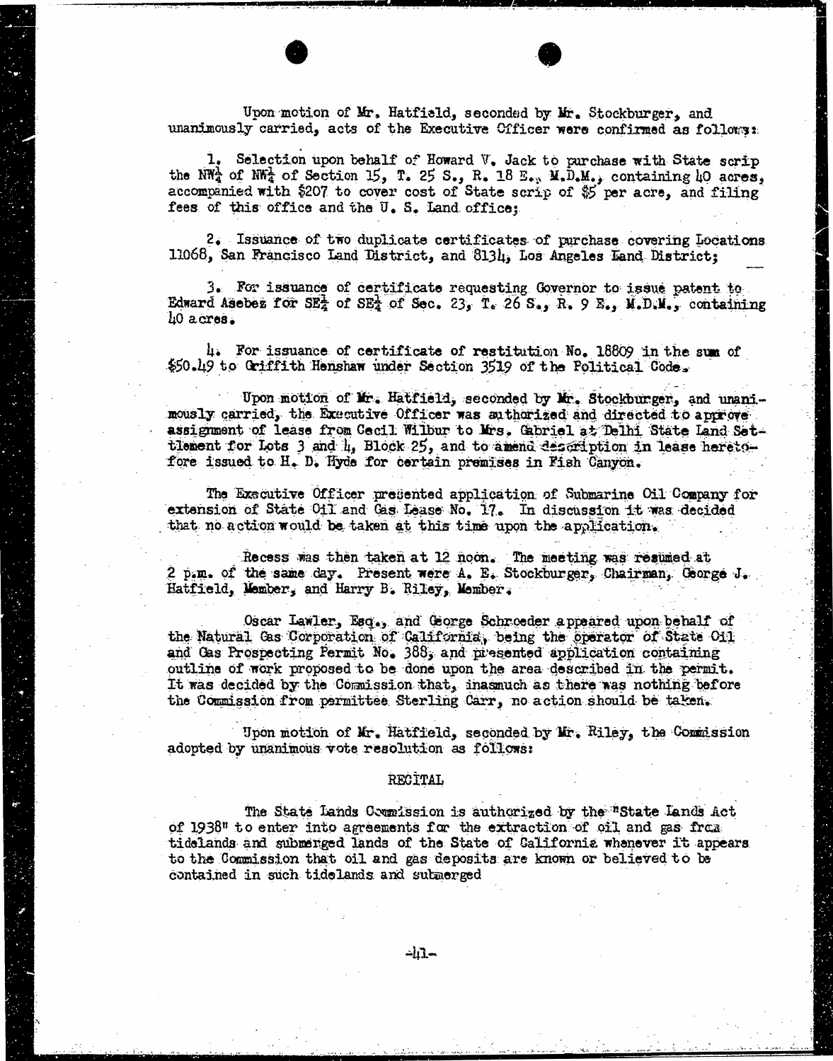Upon motion of Mr. Hatfield, seconded by Mr. Stockburger, and unanimously carried, acts of the Executive Officer were confirmed as follows:

1. Selection upon behalf of Howard V. Jack to purchase with State scrip the NW$\frac{1}{4}$ of NW$\frac{1}{4}$ of Section 15, T. 25 S., R. 18 E., M.D.M., containing 40 acres, accompanied with $207 to cover cost of State scrip of $5 per acre, and filing fees of this office and the U. S. Land office;

2. Issuance of two duplicate certificates of purchase covering Locations 11068, San Francisco Land District, and 8134, Los Angeles Land District;

3. For issuance of certificate requesting Governor to issue patent to Edward Asebez for SE$\frac{1}{4}$ of SE$\frac{1}{4}$ of Sec. 23, T. 26 S., R. 9 E., M.D.M., containing 40 acres.

4. For issuance of certificate of restitution No. 18809 in the sum of $50.49 to Griffith Henshaw under Section 3519 of the Political Code.

Upon motion of Mr. Hatfield, seconded by Mr. Stockburger, and unanimously carried, the Executive Officer was authorized and directed to approve assignment of lease from Cecil Wilbur to Mrs. Gabriel at Delhi State Land Settlement for Lots 3 and 4, Block 25, and to amend description in lease heretofore issued to H. D. Hyde for certain premises in Fish Canyon.

The Executive Officer presented application of Submarine Oil Company for extension of State Oil and Gas Lease No. 17. In discussion it was decided that no action would be taken at this time upon the application.

Recess was then taken at 12 noon. The meeting was resumed at 2 p.m. of the same day. Present were A. E. Stockburger, Chairman, George J. Hatfield, Member, and Harry B. Riley, Member.

Oscar Lawler, Esq., and George Schroeder appeared upon behalf of the Natural Gas Corporation of California, being the operator of State Oil and Gas Prospecting Permit No. 388, and presented application containing outline of work proposed to be done upon the area described in the permit. It was decided by the Commission that, inasmuch as there was nothing before the Commission from permittee Sterling Carr, no action should be taken.

Upon motion of Mr. Hatfield, seconded by Mr. Riley, the Commission adopted by unanimous vote resolution as follows:

RECITAL

The State Lands Commission is authorized by the "State Lands Act of 1938" to enter into agreements for the extraction of oil and gas from tidelands and submerged lands of the State of California whenever it appears to the Commission that oil and gas deposits are known or believed to be contained in such tidelands and submerged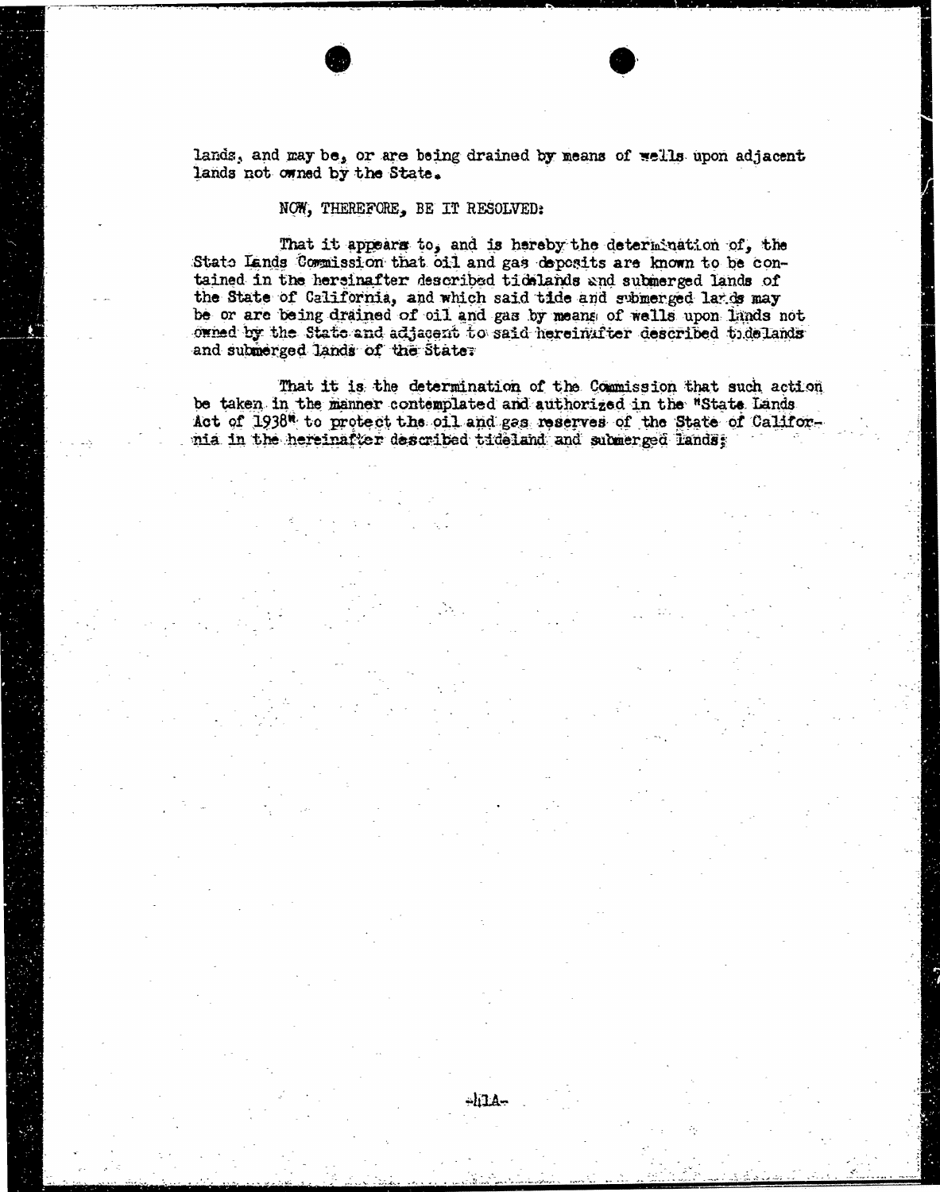lands, and may be, or are being drained by means of wells upon adjacent lands not owned by the State.

NOW, THEREFORE, BE IT RESOLVED:

That it appears to, and is hereby the determination of, the State Lands Commission that oil and gas deposits are known to be contained in the hereinafter described tidelands and submerged lands of the State of California, and which said tide and submerged lands may be or are being drained of oil and gas by means of wells upon lands not owned by the State and adjacent to said hereinafter described tidelands and submerged lands of the State;

That it is the determination of the Commission that such action be taken in the manner contemplated and authorized in the "State Lands Act of 1938" to protect the oil and gas reserves of the State of California in the hereinafter described tideland and submerged lands;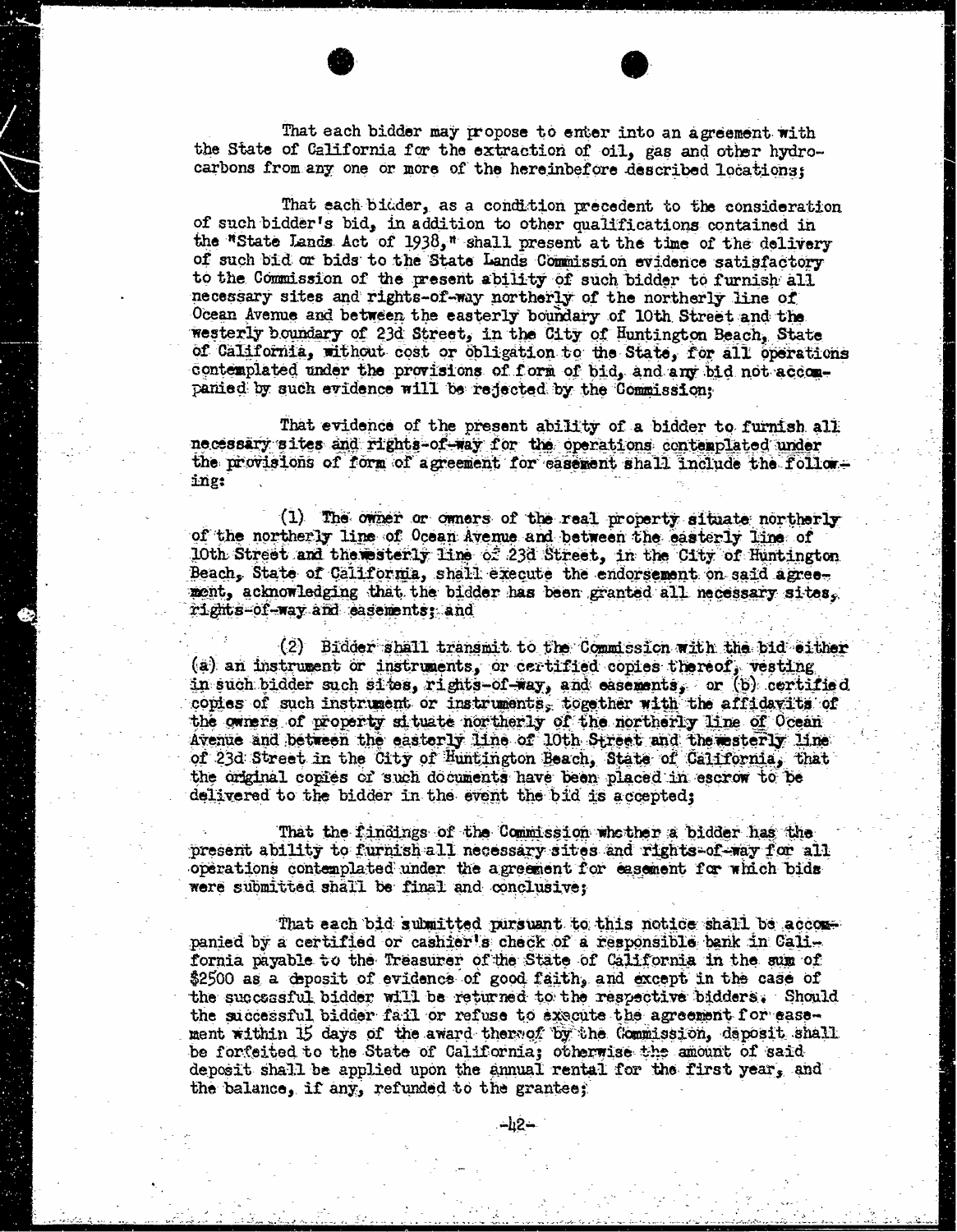That each bidder may propose to enter into an agreement with the State of California for the extraction of oil, gas and other hydrocarbons from any one or more of the hereinbefore described locations;

That each bidder, as a condition precedent to the consideration of such bidder's bid, in addition to other qualifications contained in the "State Lands Act of 1938," shall present at the time of the delivery of such bid or bids to the State Lands Commission evidence satisfactory to the Commission of the present ability of such bidder to furnish all necessary sites and rights-of-way northerly of the northerly line of Ocean Avenue and between the easterly boundary of 10th Street and the westerly boundary of 23d Street, in the City of Huntington Beach, State of California, without cost or obligation to the State, for all operations contemplated under the provisions of form of bid, and any bid not accompanied by such evidence will be rejected by the Commission;

That evidence of the present ability of a bidder to furnish all necessary sites and rights-of-way for the operations contemplated under the provisions of form of agreement for easement shall include the following:

(1) The owner or owners of the real property situate northerly of the northerly line of Ocean Avenue and between the easterly line of 10th Street and the westerly line of 23d Street, in the City of Huntington Beach, State of California, shall execute the endorsement on said agreement, acknowledging that the bidder has been granted all necessary sites, rights-of-way and easements; and

(2) Bidder shall transmit to the Commission with the bid either (a) an instrument or instruments, or certified copies thereof, vesting in such bidder such sites, rights-of-way, and easements, or (b) certified copies of such instrument or instruments, together with the affidavits of the owners of property situate northerly of the northerly line of Ocean Avenue and between the easterly line of 10th Street and the westerly line of 23d Street in the City of Huntington Beach, State of California, that the original copies of such documents have been placed in escrow to be delivered to the bidder in the event the bid is accepted;

That the findings of the Commission whether a bidder has the present ability to furnish all necessary sites and rights-of-way for all operations contemplated under the agreement for easement for which bids were submitted shall be final and conclusive;

That each bid submitted pursuant to this notice shall be accompanied by a certified or cashier's check of a responsible bank in California payable to the Treasurer of the State of California in the sum of \$2500 as a deposit of evidence of good faith, and except in the case of the successful bidder will be returned to the respective bidders. Should the successful bidder fail or refuse to execute the agreement for easement within 15 days of the award thereof by the Commission, deposit shall be forfeited to the State of California; otherwise the amount of said deposit shall be applied upon the annual rental for the first year, and the balance, if any, refunded to the grantee;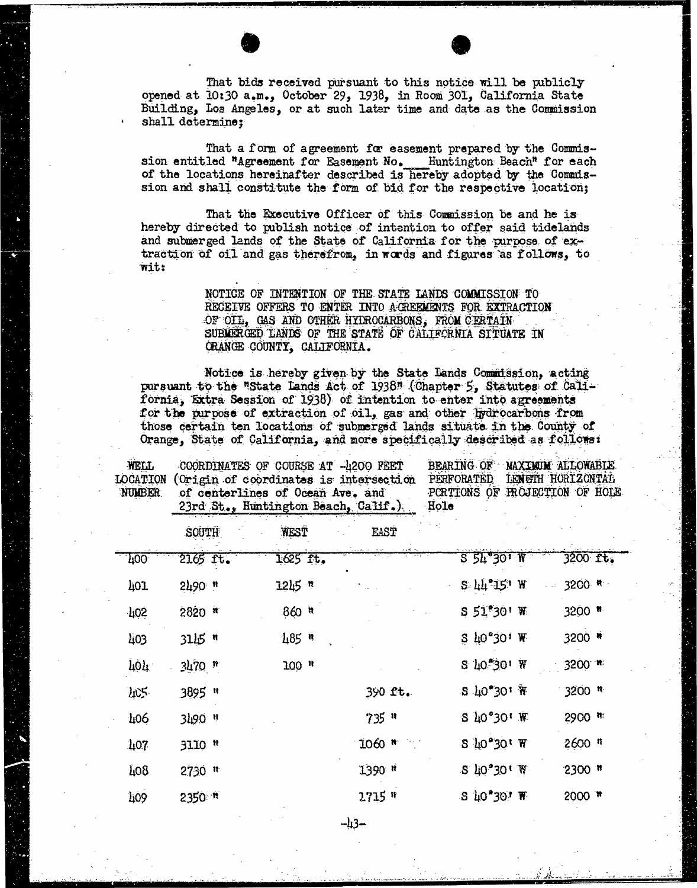That bids received pursuant to this notice will be publicly opened at 10:30 a.m., October 29, 1938, in Room 301, California State Building, Los Angeles, or at such later time and date as the Commission shall determine;

That a form of agreement for easement prepared by the Commission entitled "Agreement for Easement No. ___ Huntington Beach" for each of the locations hereinafter described is hereby adopted by the Commission and shall constitute the form of bid for the respective location;

That the Executive Officer of this Commission be and he is hereby directed to publish notice of intention to offer said tidelands and submerged lands of the State of California for the purpose of extraction of oil and gas therefrom, in words and figures as follows, to wit:

NOTICE OF INTENTION OF THE STATE LANDS COMMISSION TO RECEIVE OFFERS TO ENTER INTO AGREEMENTS FOR EXTRACTION OF OIL, GAS AND OTHER HYDROCARBONS, FROM CERTAIN SUBMERGED LANDS OF THE STATE OF CALIFORNIA SITUATE IN ORANGE COUNTY, CALIFORNIA.

Notice is hereby given by the State Lands Commission, acting pursuant to the "State Lands Act of 1938" (Chapter 5, Statutes of California, Extra Session of 1938) of intention to enter into agreements for the purpose of extraction of oil, gas and other hydrocarbons from those certain ten locations of submerged lands situate in the County of Orange, State of California, and more specifically described as follows:

| WELL LOCATION NUMBER | COORDINATES OF COURSE AT -4200 FEET (Origin of coordinates is intersection of centerlines of Ocean Ave. and 23rd St., Huntington Beach, Calif.) | | | BEARING OF PERFORATED PORTIONS OF Hole | MAXIMUM ALLOWABLE LENGTH HORIZONTAL PROJECTION OF HOLE |
|---|---|---|---|---|---|
| | SOUTH | WEST | EAST | | |
| 400 | 2165 ft. | 1625 ft. | | S 54°30' W | 3200 ft. |
| 401 | 2490 " | 1245 " | | S 44°15' W | 3200 " |
| 402 | 2820 " | 860 " | | S 51°30' W | 3200 " |
| 403 | 3145 " | 485 " | | S 40°30' W | 3200 " |
| 404 | 3470 " | 100 " | | S 40°30' W | 3200 " |
| 405 | 3895 " | | 390 ft. | S 40°30' W | 3200 " |
| 406 | 3490 " | | 735 " | S 40°30' W | 2900 " |
| 407 | 3110 " | | 1060 " | S 40°30' W | 2600 " |
| 408 | 2730 " | | 1390 " | S 40°30' W | 2300 " |
| 409 | 2350 " | | 1715 " | S 40°30' W | 2000 " |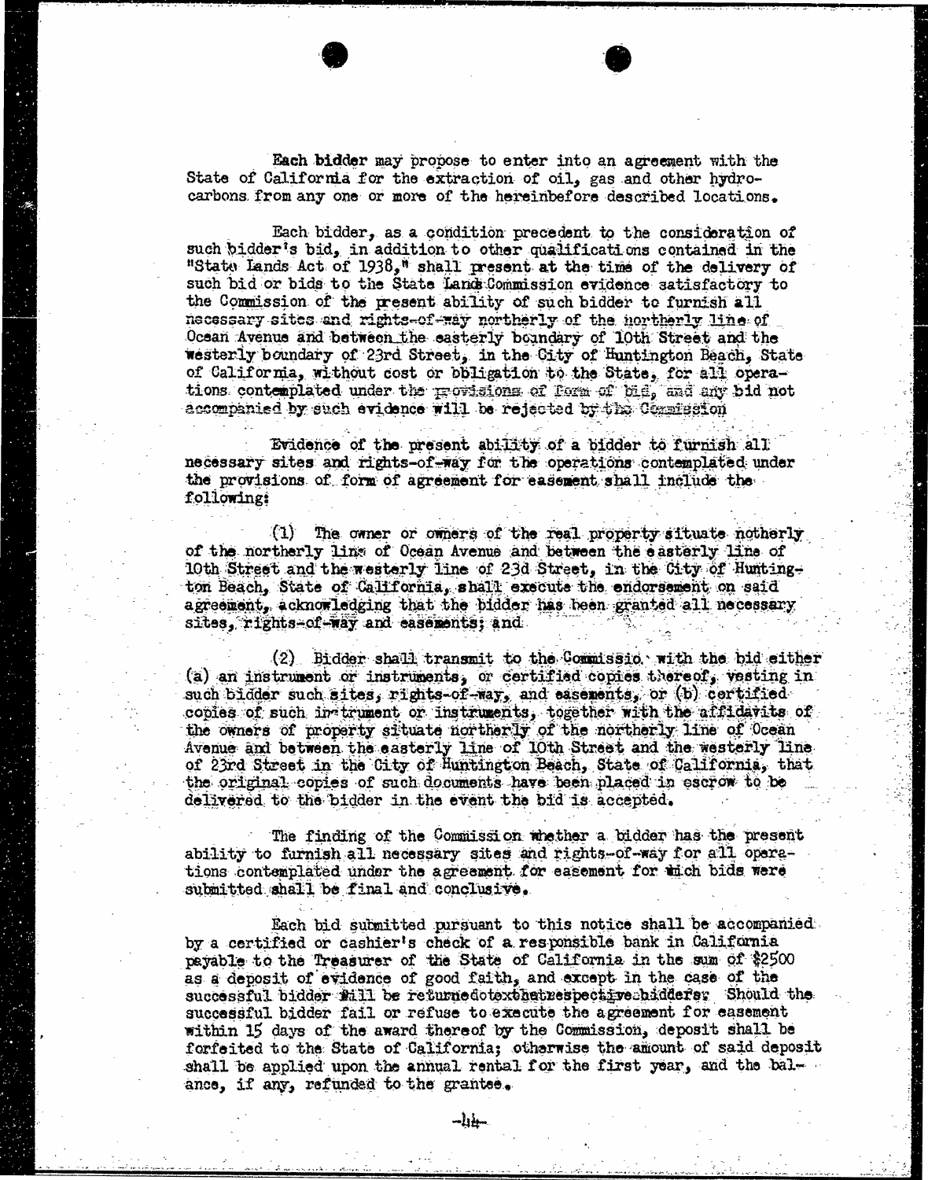Each bidder may propose to enter into an agreement with the State of California for the extraction of oil, gas and other hydrocarbons from any one or more of the hereinbefore described locations.

Each bidder, as a condition precedent to the consideration of such bidder's bid, in addition to other qualifications contained in the "State Lands Act of 1938," shall present at the time of the delivery of such bid or bids to the State Land Commission evidence satisfactory to the Commission of the present ability of such bidder to furnish all necessary sites and rights-of-way northerly of the northerly line of Ocean Avenue and between the easterly boundary of 10th Street and the westerly boundary of 23rd Street, in the City of Huntington Beach, State of California, without cost or obligation to the State, for all operations contemplated under the provisions of form of bid, and any bid not accompanied by such evidence will be rejected by the Commission

Evidence of the present ability of a bidder to furnish all necessary sites and rights-of-way for the operations contemplated under the provisions of form of agreement for easement shall include the following:

(1) The owner or owners of the real property situate notherly of the northerly line of Ocean Avenue and between the easterly line of 10th Street and the westerly line of 23d Street, in the City of Huntington Beach, State of California, shall execute the endorsement on said agreement, acknowledging that the bidder has been granted all necessary sites, rights-of-way and easements; and

(2) Bidder shall transmit to the Commissio with the bid either (a) an instrument or instruments, or certified copies thereof, vesting in such bidder such sites, rights-of-way, and easements, or (b) certified copies of such instrument or instruments, together with the affidavits of the owners of property situate northerly of the northerly line of Ocean Avenue and between the easterly line of 10th Street and the westerly line of 23rd Street in the City of Huntington Beach, State of California, that the original copies of such documents have been placed in escrow to be delivered to the bidder in the event the bid is accepted.

The finding of the Commission whether a bidder has the present ability to furnish all necessary sites and rights-of-way for all operations contemplated under the agreement for easement for which bids were submitted shall be final and conclusive.

Each bid submitted pursuant to this notice shall be accompanied by a certified or cashier's check of a responsible bank in California payable to the Treasurer of the State of California in the sum of $2500 as a deposit of evidence of good faith, and except in the case of the successful bidder will be returned to the respective bidders. Should the successful bidder fail or refuse to execute the agreement for easement within 15 days of the award thereof by the Commission, deposit shall be forfeited to the State of California; otherwise the amount of said deposit shall be applied upon the annual rental for the first year, and the balance, if any, refunded to the grantee.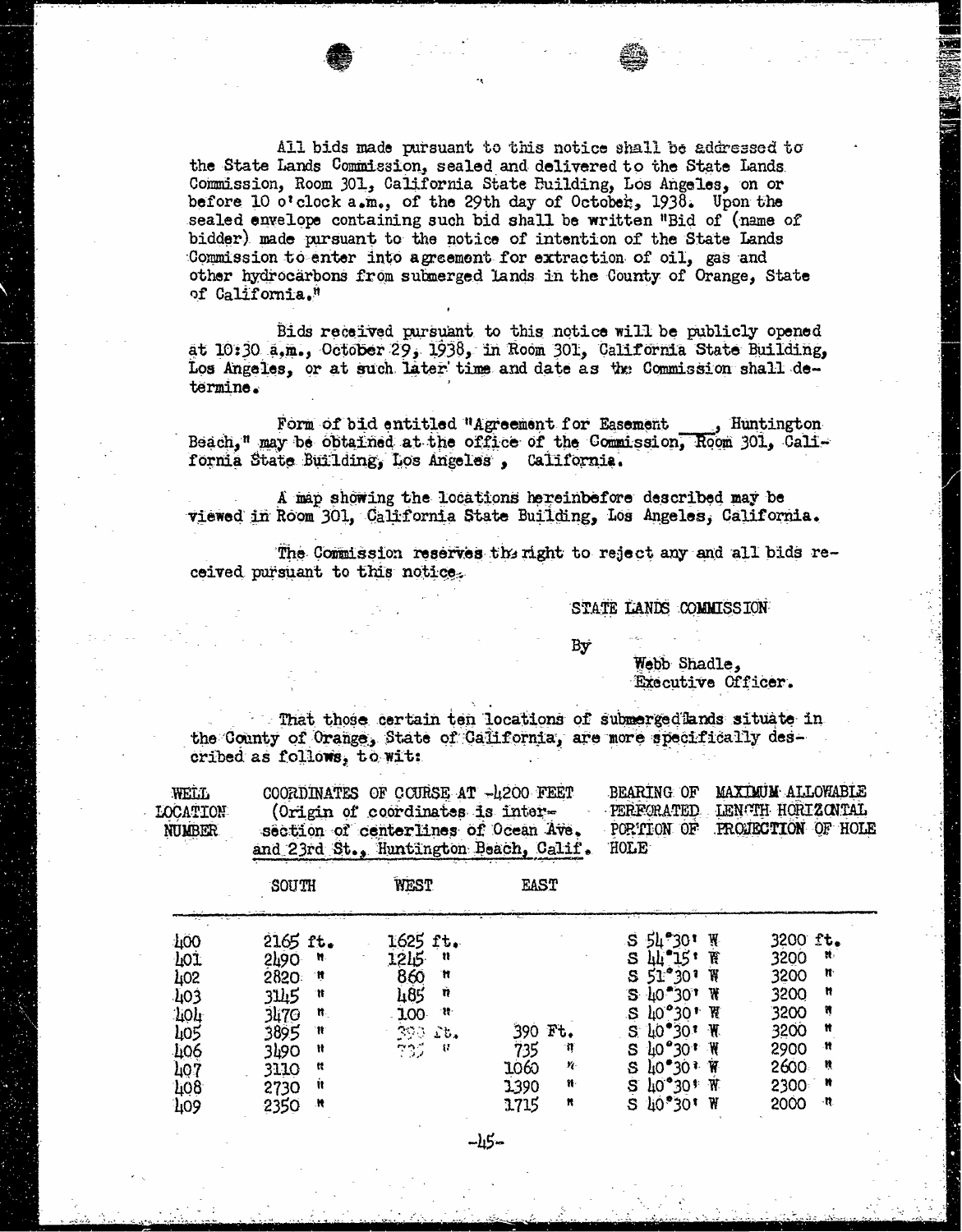All bids made pursuant to this notice shall be addressed to the State Lands Commission, sealed and delivered to the State Lands Commission, Room 301, California State Building, Los Angeles, on or before 10 o'clock a.m., of the 29th day of October, 1938. Upon the sealed envelope containing such bid shall be written "Bid of (name of bidder) made pursuant to the notice of intention of the State Lands Commission to enter into agreement for extraction of oil, gas and other hydrocarbons from submerged lands in the County of Orange, State of California."

Bids received pursuant to this notice will be publicly opened at 10:30 a.m., October 29, 1938, in Room 301, California State Building, Los Angeles, or at such later time and date as the Commission shall determine.

Form of bid entitled "Agreement for Easement ___, Huntington Beach," may be obtained at the office of the Commission, Room 301, California State Building, Los Angeles, California.

A map showing the locations hereinbefore described may be viewed in Room 301, California State Building, Los Angeles, California.

The Commission reserves the right to reject any and all bids received pursuant to this notice.

STATE LANDS COMMISSION

By

Webb Shadle,
Executive Officer.

That those certain ten locations of submerged lands situate in the County of Orange, State of California, are more specifically described as follows, to wit:

| WELL LOCATION NUMBER | COORDINATES OF COURSE AT -4200 FEET (Origin of coordinates is intersection of centerlines of Ocean Ave. and 23rd St., Huntington Beach, Calif. | | | BEARING OF PERFORATED PORTION OF HOLE | MAXIMUM ALLOWABLE LENGTH HORIZONTAL PROJECTION OF HOLE |
|---|---|---|---|---|---|
| | SOUTH | WEST | EAST | | |
| 400 | 2165 ft. | 1625 ft. | | S 54°30' W | 3200 ft. |
| 401 | 2490 " | 1245 " | | S 44°15' W | 3200 " |
| 402 | 2820 " | 860 " | | S 51°30' W | 3200 " |
| 403 | 3145 " | 485 " | | S 40°30' W | 3200 " |
| 404 | 3470 " | 100 " | | S 40°30' W | 3200 " |
| 405 | 3895 " | 390 ft. | 390 Ft. | S 40°30' W | 3200 " |
| 406 | 3490 " | 735 " | 735 " | S 40°30' W | 2900 " |
| 407 | 3110 " | | 1060 " | S 40°30' W | 2600 " |
| 408 | 2730 " | | 1390 " | S 40°30' W | 2300 " |
| 409 | 2350 " | | 1715 " | S 40°30' W | 2000 " |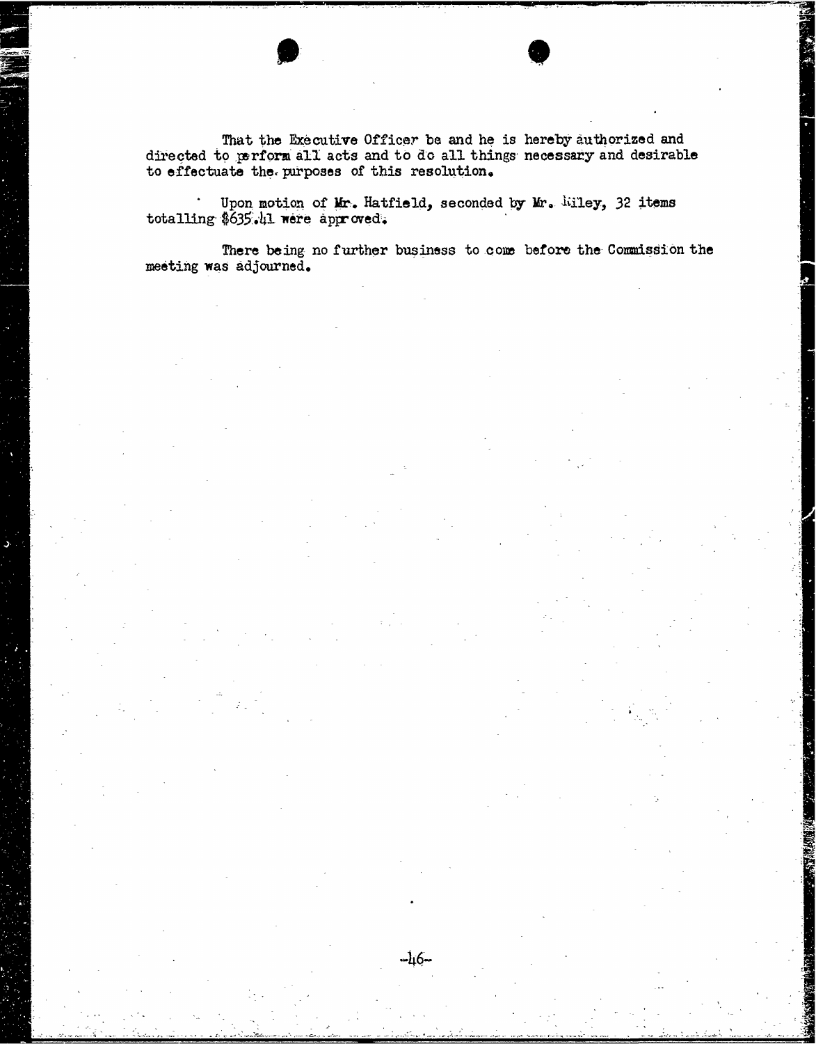That the Executive Officer be and he is hereby authorized and directed to perform all acts and to do all things necessary and desirable to effectuate the purposes of this resolution.

Upon motion of Mr. Hatfield, seconded by Mr. Riley, 32 items totalling $635.41 were approved.

There being no further business to come before the Commission the meeting was adjourned.